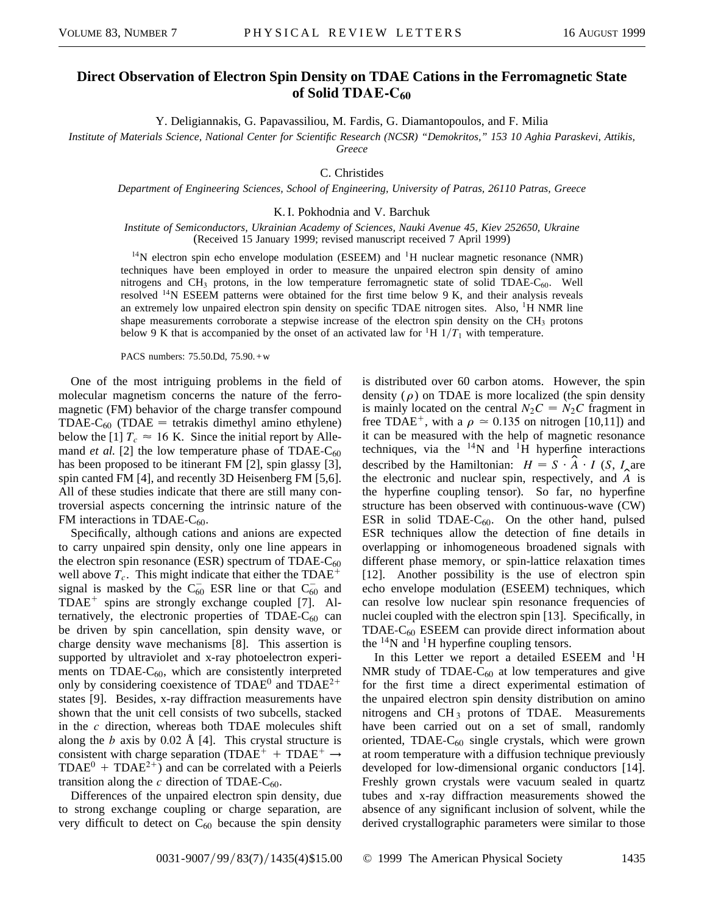# Direct Observation of Electron Spin Density on TDAE Cations in the Ferromagnetic State of Solid TDAE-$C_{60}$

Y. Deligiannakis, G. Papavassiliou, M. Fardis, G. Diamantopoulos, and F. Milia

*Institute of Materials Science, National Center for Scientific Research (NCSR) "Demokritos," 153 10 Aghia Paraskevi, Attikis, Greece*

C. Christides

*Department of Engineering Sciences, School of Engineering, University of Patras, 26110 Patras, Greece*

K. I. Pokhodnia and V. Barchuk

*Institute of Semiconductors, Ukrainian Academy of Sciences, Nauki Avenue 45, Kiev 252650, Ukraine*
(Received 15 January 1999; revised manuscript received 7 April 1999)

$^{14}$N electron spin echo envelope modulation (ESEEM) and $^{1}$H nuclear magnetic resonance (NMR) techniques have been employed in order to measure the unpaired electron spin density of amino nitrogens and $CH_3$ protons, in the low temperature ferromagnetic state of solid TDAE-$C_{60}$. Well resolved $^{14}$N ESEEM patterns were obtained for the first time below 9 K, and their analysis reveals an extremely low unpaired electron spin density on specific TDAE nitrogen sites. Also, $^{1}$H NMR line shape measurements corroborate a stepwise increase of the electron spin density on the $CH_3$ protons below 9 K that is accompanied by the onset of an activated law for $^{1}$H $1/T_1$ with temperature.

PACS numbers: 75.50.Dd, 75.90.+w

One of the most intriguing problems in the field of molecular magnetism concerns the nature of the ferromagnetic (FM) behavior of the charge transfer compound TDAE-$C_{60}$ (TDAE = tetrakis dimethyl amino ethylene) below the [1] $T_c \approx 16$ K. Since the initial report by Allemand *et al.* [2] the low temperature phase of TDAE-$C_{60}$ has been proposed to be itinerant FM [2], spin glassy [3], spin canted FM [4], and recently 3D Heisenberg FM [5,6]. All of these studies indicate that there are still many controversial aspects concerning the intrinsic nature of the FM interactions in TDAE-$C_{60}$.

Specifically, although cations and anions are expected to carry unpaired spin density, only one line appears in the electron spin resonance (ESR) spectrum of TDAE-$C_{60}$ well above $T_c$. This might indicate that either the TDAE$^+$ signal is masked by the $C_{60}^-$ ESR line or that $C_{60}^-$ and TDAE$^+$ spins are strongly exchange coupled [7]. Alternatively, the electronic properties of TDAE-$C_{60}$ can be driven by spin cancellation, spin density wave, or charge density wave mechanisms [8]. This assertion is supported by ultraviolet and x-ray photoelectron experiments on TDAE-$C_{60}$, which are consistently interpreted only by considering coexistence of TDAE$^0$ and TDAE$^{2+}$ states [9]. Besides, x-ray diffraction measurements have shown that the unit cell consists of two subcells, stacked in the *c* direction, whereas both TDAE molecules shift along the *b* axis by 0.02 Å [4]. This crystal structure is consistent with charge separation (TDAE$^+$ + TDAE$^+$ $\rightarrow$ TDAE$^0$ + TDAE$^{2+}$) and can be correlated with a Peierls transition along the *c* direction of TDAE-$C_{60}$.

Differences of the unpaired electron spin density, due to strong exchange coupling or charge separation, are very difficult to detect on $C_{60}$ because the spin density is distributed over 60 carbon atoms. However, the spin density ($\rho$) on TDAE is more localized (the spin density is mainly located on the central $N_2C = N_2C$ fragment in free TDAE$^+$, with a $\rho \simeq 0.135$ on nitrogen [10,11]) and it can be measured with the help of magnetic resonance techniques, via the $^{14}$N and $^{1}$H hyperfine interactions described by the Hamiltonian: $H = S \cdot \hat{A} \cdot I$ ($S$, $I$ are the electronic and nuclear spin, respectively, and $\hat{A}$ is the hyperfine coupling tensor). So far, no hyperfine structure has been observed with continuous-wave (CW) ESR in solid TDAE-$C_{60}$. On the other hand, pulsed ESR techniques allow the detection of fine details in overlapping or inhomogeneous broadened signals with different phase memory, or spin-lattice relaxation times [12]. Another possibility is the use of electron spin echo envelope modulation (ESEEM) techniques, which can resolve low nuclear spin resonance frequencies of nuclei coupled with the electron spin [13]. Specifically, in TDAE-$C_{60}$ ESEEM can provide direct information about the $^{14}$N and $^{1}$H hyperfine coupling tensors.

In this Letter we report a detailed ESEEM and $^{1}$H NMR study of TDAE-$C_{60}$ at low temperatures and give for the first time a direct experimental estimation of the unpaired electron spin density distribution on amino nitrogens and $CH_3$ protons of TDAE. Measurements have been carried out on a set of small, randomly oriented, TDAE-$C_{60}$ single crystals, which were grown at room temperature with a diffusion technique previously developed for low-dimensional organic conductors [14]. Freshly grown crystals were vacuum sealed in quartz tubes and x-ray diffraction measurements showed the absence of any significant inclusion of solvent, while the derived crystallographic parameters were similar to those

0031-9007/99/83(7)/1435(4)$15.00 © 1999 The American Physical Society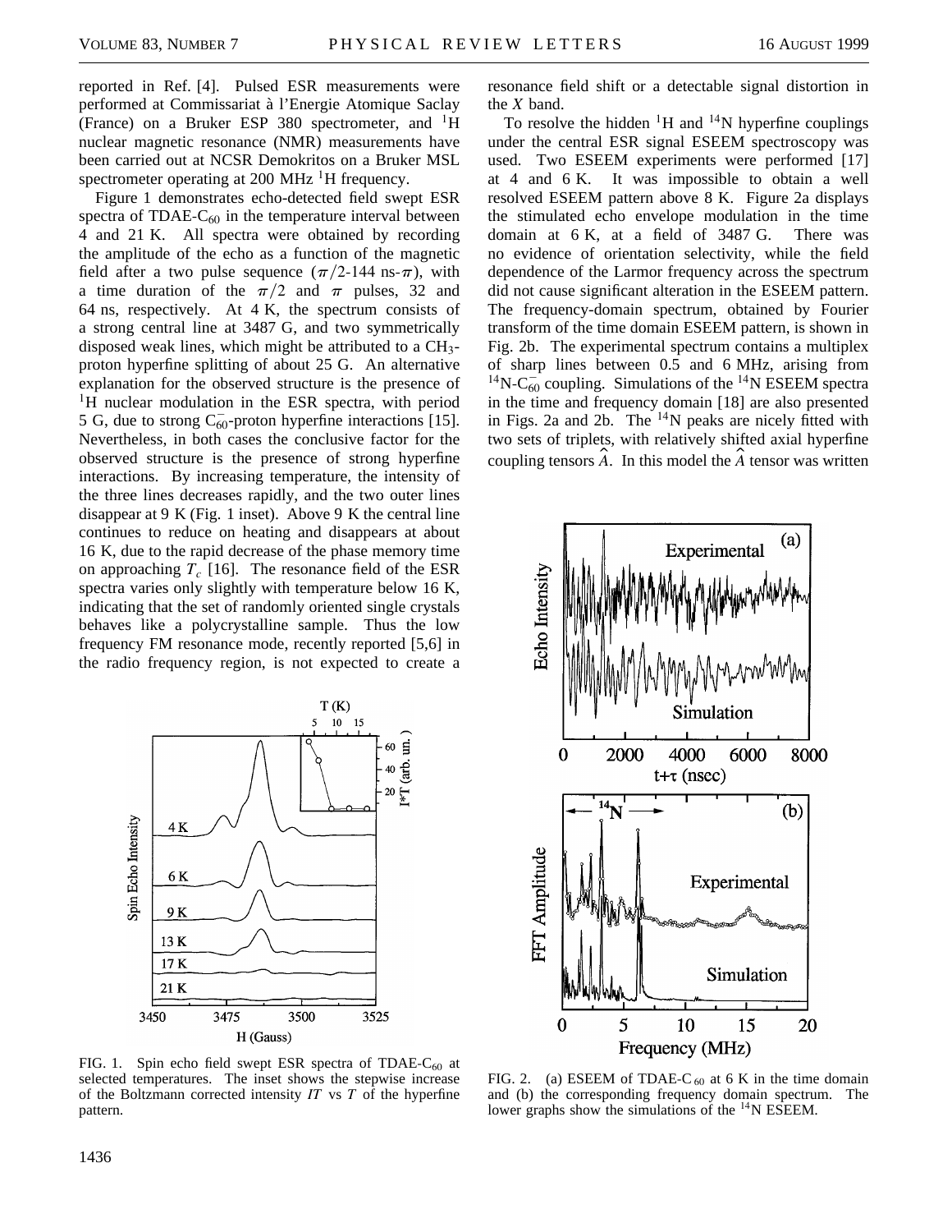reported in Ref. [4]. Pulsed ESR measurements were performed at Commissariat à l'Energie Atomique Saclay (France) on a Bruker ESP 380 spectrometer, and $^{1}$H nuclear magnetic resonance (NMR) measurements have been carried out at NCSR Demokritos on a Bruker MSL spectrometer operating at 200 MHz $^{1}$H frequency.

Figure 1 demonstrates echo-detected field swept ESR spectra of TDAE-$C_{60}$ in the temperature interval between 4 and 21 K. All spectra were obtained by recording the amplitude of the echo as a function of the magnetic field after a two pulse sequence ($\pi/2$-144 ns-$\pi$), with a time duration of the $\pi/2$ and $\pi$ pulses, 32 and 64 ns, respectively. At 4 K, the spectrum consists of a strong central line at 3487 G, and two symmetrically disposed weak lines, which might be attributed to a $CH_3$-proton hyperfine splitting of about 25 G. An alternative explanation for the observed structure is the presence of $^{1}$H nuclear modulation in the ESR spectra, with period 5 G, due to strong $C_{60}^{-}$-proton hyperfine interactions [15]. Nevertheless, in both cases the conclusive factor for the observed structure is the presence of strong hyperfine interactions. By increasing temperature, the intensity of the three lines decreases rapidly, and the two outer lines disappear at 9 K (Fig. 1 inset). Above 9 K the central line continues to reduce on heating and disappears at about 16 K, due to the rapid decrease of the phase memory time on approaching $T_c$ [16]. The resonance field of the ESR spectra varies only slightly with temperature below 16 K, indicating that the set of randomly oriented single crystals behaves like a polycrystalline sample. Thus the low frequency FM resonance mode, recently reported [5,6] in the radio frequency region, is not expected to create a resonance field shift or a detectable signal distortion in the $X$ band.

To resolve the hidden $^{1}$H and $^{14}$N hyperfine couplings under the central ESR signal ESEEM spectroscopy was used. Two ESEEM experiments were performed [17] at 4 and 6 K. It was impossible to obtain a well resolved ESEEM pattern above 8 K. Figure 2a displays the stimulated echo envelope modulation in the time domain at 6 K, at a field of 3487 G. There was no evidence of orientation selectivity, while the field dependence of the Larmor frequency across the spectrum did not cause significant alteration in the ESEEM pattern. The frequency-domain spectrum, obtained by Fourier transform of the time domain ESEEM pattern, is shown in Fig. 2b. The experimental spectrum contains a multiplex of sharp lines between 0.5 and 6 MHz, arising from $^{14}$N-$C_{60}^{-}$ coupling. Simulations of the $^{14}$N ESEEM spectra in the time and frequency domain [18] are also presented in Figs. 2a and 2b. The $^{14}$N peaks are nicely fitted with two sets of triplets, with relatively shifted axial hyperfine coupling tensors $\hat{A}$. In this model the $\hat{A}$ tensor was written

FIG. 1. Spin echo field swept ESR spectra of TDAE-$C_{60}$ at selected temperatures. The inset shows the stepwise increase of the Boltzmann corrected intensity $IT$ vs $T$ of the hyperfine pattern.

FIG. 2. (a) ESEEM of TDAE-$C_{60}$ at 6 K in the time domain and (b) the corresponding frequency domain spectrum. The lower graphs show the simulations of the $^{14}$N ESEEM.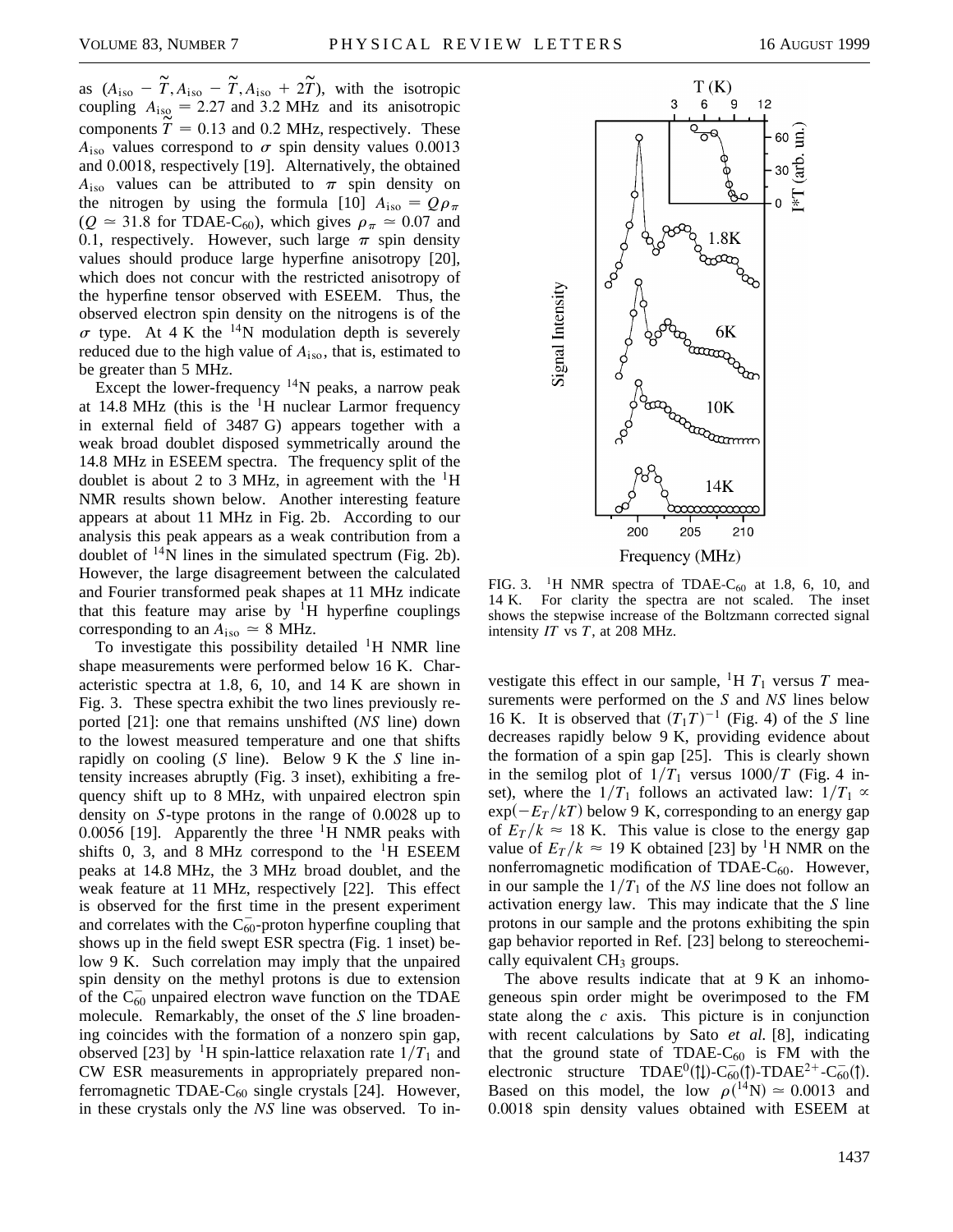as $(A_{\rm iso} - \widetilde{T}, A_{\rm iso} - \widetilde{T}, A_{\rm iso} + 2\widetilde{T})$, with the isotropic coupling $A_{\rm iso} = 2.27$ and 3.2 MHz and its anisotropic components $\widetilde{T} = 0.13$ and 0.2 MHz, respectively. These $A_{\rm iso}$ values correspond to $\sigma$ spin density values 0.0013 and 0.0018, respectively [19]. Alternatively, the obtained $A_{\rm iso}$ values can be attributed to $\pi$ spin density on the nitrogen by using the formula [10] $A_{\rm iso} = Q\rho_\pi$ ($Q \simeq 31.8$ for TDAE-$C_{60}$), which gives $\rho_\pi \simeq 0.07$ and 0.1, respectively. However, such large $\pi$ spin density values should produce large hyperfine anisotropy [20], which does not concur with the restricted anisotropy of the hyperfine tensor observed with ESEEM. Thus, the observed electron spin density on the nitrogens is of the $\sigma$ type. At 4 K the $^{14}$N modulation depth is severely reduced due to the high value of $A_{\rm iso}$, that is, estimated to be greater than 5 MHz.

Except the lower-frequency $^{14}$N peaks, a narrow peak at 14.8 MHz (this is the $^{1}$H nuclear Larmor frequency in external field of 3487 G) appears together with a weak broad doublet disposed symmetrically around the 14.8 MHz in ESEEM spectra. The frequency split of the doublet is about 2 to 3 MHz, in agreement with the $^{1}$H NMR results shown below. Another interesting feature appears at about 11 MHz in Fig. 2b. According to our analysis this peak appears as a weak contribution from a doublet of $^{14}$N lines in the simulated spectrum (Fig. 2b). However, the large disagreement between the calculated and Fourier transformed peak shapes at 11 MHz indicate that this feature may arise by $^{1}$H hyperfine couplings corresponding to an $A_{\rm iso} \simeq 8$ MHz.

To investigate this possibility detailed $^{1}$H NMR line shape measurements were performed below 16 K. Characteristic spectra at 1.8, 6, 10, and 14 K are shown in Fig. 3. These spectra exhibit the two lines previously reported [21]: one that remains unshifted (*NS* line) down to the lowest measured temperature and one that shifts rapidly on cooling (*S* line). Below 9 K the *S* line intensity increases abruptly (Fig. 3 inset), exhibiting a frequency shift up to 8 MHz, with unpaired electron spin density on *S*-type protons in the range of 0.0028 up to 0.0056 [19]. Apparently the three $^{1}$H NMR peaks with shifts 0, 3, and 8 MHz correspond to the $^{1}$H ESEEM peaks at 14.8 MHz, the 3 MHz broad doublet, and the weak feature at 11 MHz, respectively [22]. This effect is observed for the first time in the present experiment and correlates with the $C_{60}^{-}$-proton hyperfine coupling that shows up in the field swept ESR spectra (Fig. 1 inset) below 9 K. Such correlation may imply that the unpaired spin density on the methyl protons is due to extension of the $C_{60}^{-}$ unpaired electron wave function on the TDAE molecule. Remarkably, the onset of the *S* line broadening coincides with the formation of a nonzero spin gap, observed [23] by $^{1}$H spin-lattice relaxation rate $1/T_1$ and CW ESR measurements in appropriately prepared nonferromagnetic TDAE-$C_{60}$ single crystals [24]. However, in these crystals only the *NS* line was observed. To investigate this effect in our sample, $^{1}$H $T_1$ versus $T$ measurements were performed on the *S* and *NS* lines below 16 K. It is observed that $(T_1T)^{-1}$ (Fig. 4) of the *S* line decreases rapidly below 9 K, providing evidence about the formation of a spin gap [25]. This is clearly shown in the semilog plot of $1/T_1$ versus $1000/T$ (Fig. 4 inset), where the $1/T_1$ follows an activated law: $1/T_1 \propto \exp(-E_T/kT)$ below 9 K, corresponding to an energy gap of $E_T/k \approx 18$ K. This value is close to the energy gap value of $E_T/k \approx 19$ K obtained [23] by $^{1}$H NMR on the nonferromagnetic modification of TDAE-$C_{60}$. However, in our sample the $1/T_1$ of the *NS* line does not follow an activation energy law. This may indicate that the *S* line protons in our sample and the protons exhibiting the spin gap behavior reported in Ref. [23] belong to stereochemically equivalent $CH_3$ groups.

FIG. 3. $^{1}$H NMR spectra of TDAE-$C_{60}$ at 1.8, 6, 10, and 14 K. For clarity the spectra are not scaled. The inset shows the stepwise increase of the Boltzmann corrected signal intensity $IT$ vs $T$, at 208 MHz.

The above results indicate that at 9 K an inhomogeneous spin order might be overimposed to the FM state along the $c$ axis. This picture is in conjunction with recent calculations by Sato *et al.* [8], indicating that the ground state of TDAE-$C_{60}$ is FM with the electronic structure TDAE$^{0}$(↑↓)-$C_{60}^{-}$(↑)-TDAE$^{2+}$-$C_{60}^{-}$(↑). Based on this model, the low $\rho(^{14}{\rm N}) \simeq 0.0013$ and 0.0018 spin density values obtained with ESEEM at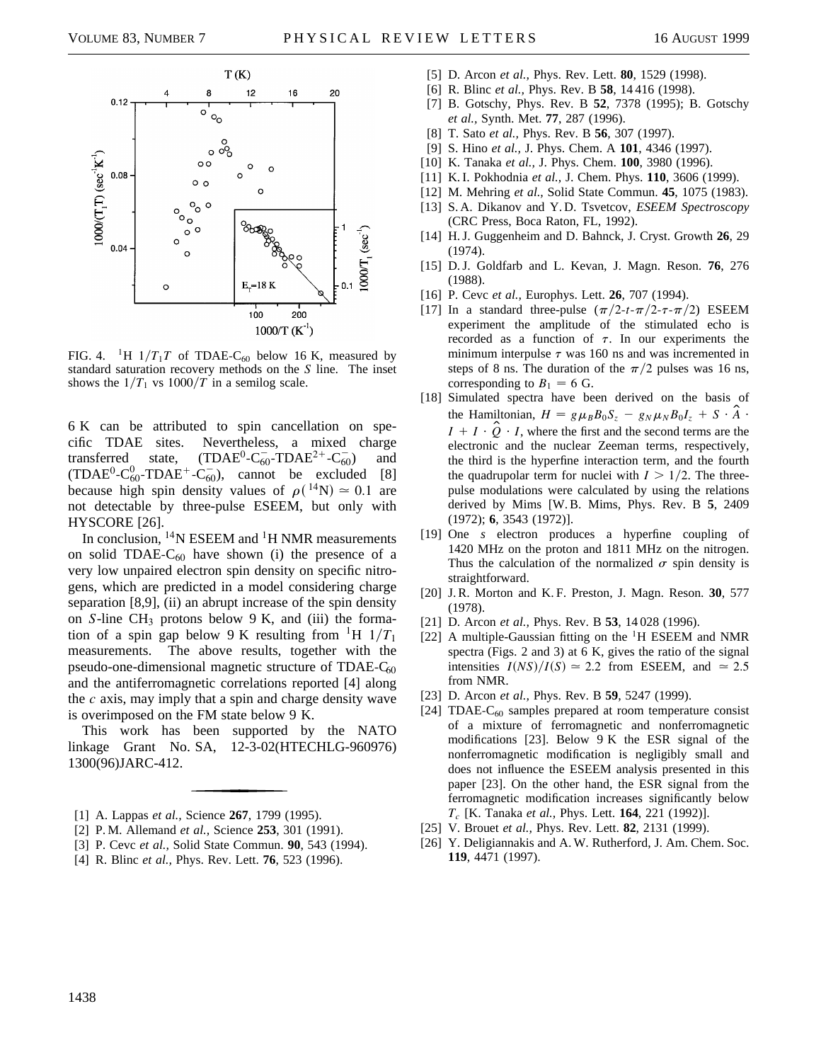T (K)

4 8 12 16 20

0.12

0.08

0.04

$1000/(T_1T)$ (sec$^{-1}$K$^{-1}$)

1

0.1

$1000/T_1$ (sec$^{-1}$)

$E_T$=18 K

100 200

1000/T (K$^{-1}$)

FIG. 4. $^1$H $1/T_1T$ of TDAE-$C_{60}$ below 16 K, measured by standard saturation recovery methods on the $S$ line. The inset shows the $1/T_1$ vs $1000/T$ in a semilog scale.

6 K can be attributed to spin cancellation on specific TDAE sites. Nevertheless, a mixed charge transferred state, (TDAE$^0$-$C_{60}^-$-TDAE$^{2+}$-$C_{60}^-$) and (TDAE$^0$-$C_{60}^0$-TDAE$^+$-$C_{60}^-$), cannot be excluded [8] because high spin density values of $\rho(^{14}\mathrm{N}) \simeq 0.1$ are not detectable by three-pulse ESEEM, but only with HYSCORE [26].

In conclusion, $^{14}$N ESEEM and $^1$H NMR measurements on solid TDAE-$C_{60}$ have shown (i) the presence of a very low unpaired electron spin density on specific nitrogens, which are predicted in a model considering charge separation [8,9], (ii) an abrupt increase of the spin density on $S$-line $CH_3$ protons below 9 K, and (iii) the formation of a spin gap below 9 K resulting from $^1$H $1/T_1$ measurements. The above results, together with the pseudo-one-dimensional magnetic structure of TDAE-$C_{60}$ and the antiferromagnetic correlations reported [4] along the $c$ axis, may imply that a spin and charge density wave is overimposed on the FM state below 9 K.

This work has been supported by the NATO linkage Grant No. SA, 12-3-02(HTECHLG-960976) 1300(96)JARC-412.

---

[1] A. Lappas *et al.,* Science **267**, 1799 (1995).

[2] P. M. Allemand *et al.,* Science **253**, 301 (1991).

[3] P. Cevc *et al.,* Solid State Commun. **90**, 543 (1994).

[4] R. Blinc *et al.,* Phys. Rev. Lett. **76**, 523 (1996).

[5] D. Arcon *et al.,* Phys. Rev. Lett. **80**, 1529 (1998).

[6] R. Blinc *et al.,* Phys. Rev. B **58**, 14 416 (1998).

[7] B. Gotschy, Phys. Rev. B **52**, 7378 (1995); B. Gotschy *et al.,* Synth. Met. **77**, 287 (1996).

[8] T. Sato *et al.,* Phys. Rev. B **56**, 307 (1997).

[9] S. Hino *et al.,* J. Phys. Chem. A **101**, 4346 (1997).

[10] K. Tanaka *et al.,* J. Phys. Chem. **100**, 3980 (1996).

[11] K. I. Pokhodnia *et al.,* J. Chem. Phys. **110**, 3606 (1999).

[12] M. Mehring *et al.,* Solid State Commun. **45**, 1075 (1983).

[13] S. A. Dikanov and Y. D. Tsvetcov, *ESEEM Spectroscopy* (CRC Press, Boca Raton, FL, 1992).

[14] H. J. Guggenheim and D. Bahnck, J. Cryst. Growth **26**, 29 (1974).

[15] D. J. Goldfarb and L. Kevan, J. Magn. Reson. **76**, 276 (1988).

[16] P. Cevc *et al.,* Europhys. Lett. **26**, 707 (1994).

[17] In a standard three-pulse ($\pi/2$-$t$-$\pi/2$-$\tau$-$\pi/2$) ESEEM experiment the amplitude of the stimulated echo is recorded as a function of $\tau$. In our experiments the minimum interpulse $\tau$ was 160 ns and was incremented in steps of 8 ns. The duration of the $\pi/2$ pulses was 16 ns, corresponding to $B_1 = 6$ G.

[18] Simulated spectra have been derived on the basis of the Hamiltonian, $H = g\mu_B B_0 S_z - g_N \mu_N B_0 I_z + S \cdot \hat{A} \cdot I + I \cdot \hat{Q} \cdot I$, where the first and the second terms are the electronic and the nuclear Zeeman terms, respectively, the third is the hyperfine interaction term, and the fourth the quadrupolar term for nuclei with $I > 1/2$. The three-pulse modulations were calculated by using the relations derived by Mims [W. B. Mims, Phys. Rev. B **5**, 2409 (1972); **6**, 3543 (1972)].

[19] One $s$ electron produces a hyperfine coupling of 1420 MHz on the proton and 1811 MHz on the nitrogen. Thus the calculation of the normalized $\sigma$ spin density is straightforward.

[20] J. R. Morton and K. F. Preston, J. Magn. Reson. **30**, 577 (1978).

[21] D. Arcon *et al.,* Phys. Rev. B **53**, 14 028 (1996).

[22] A multiple-Gaussian fitting on the $^1$H ESEEM and NMR spectra (Figs. 2 and 3) at 6 K, gives the ratio of the signal intensities $I(NS)/I(S) \simeq 2.2$ from ESEEM, and $\simeq 2.5$ from NMR.

[23] D. Arcon *et al.,* Phys. Rev. B **59**, 5247 (1999).

[24] TDAE-$C_{60}$ samples prepared at room temperature consist of a mixture of ferromagnetic and nonferromagnetic modifications [23]. Below 9 K the ESR signal of the nonferromagnetic modification is negligibly small and does not influence the ESEEM analysis presented in this paper [23]. On the other hand, the ESR signal from the ferromagnetic modification increases significantly below $T_c$ [K. Tanaka *et al.,* Phys. Lett. **164**, 221 (1992)].

[25] V. Brouet *et al.,* Phys. Rev. Lett. **82**, 2131 (1999).

[26] Y. Deligiannakis and A. W. Rutherford, J. Am. Chem. Soc. **119**, 4471 (1997).